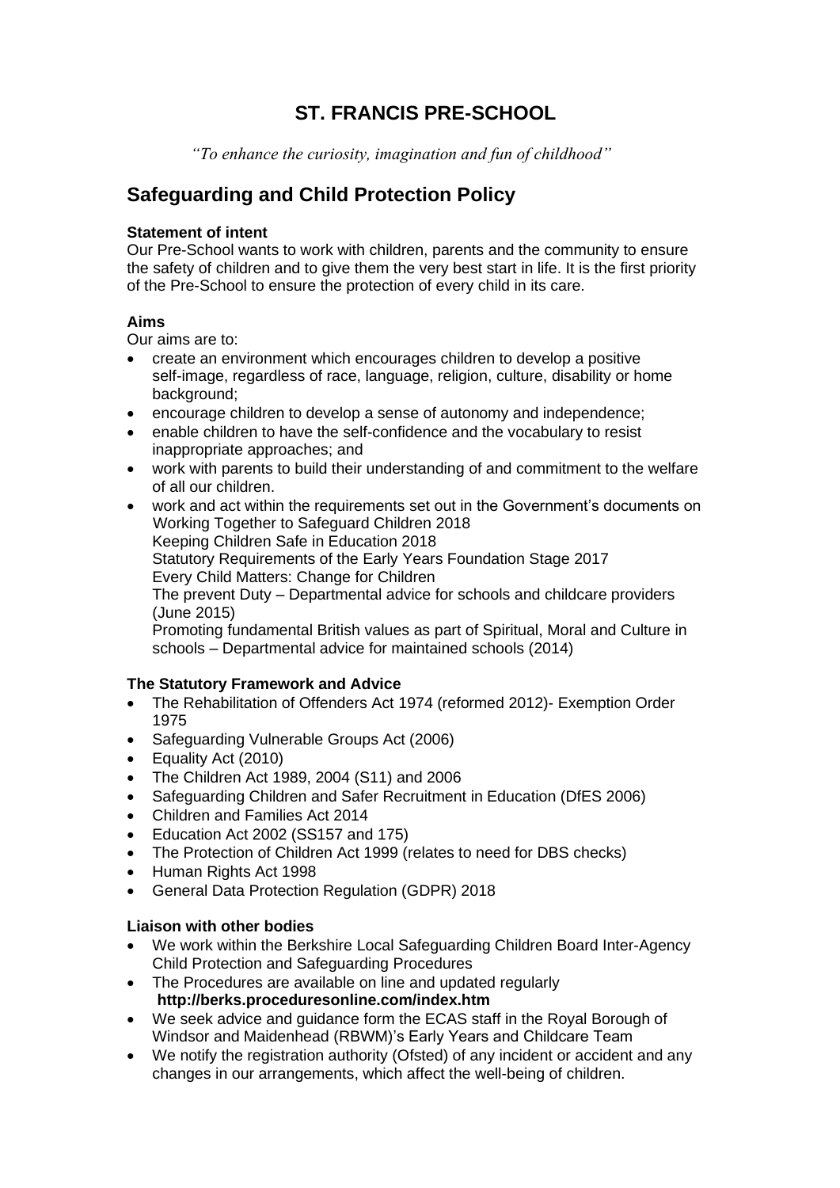# ST. FRANCIS PRE-SCHOOL

*"To enhance the curiosity, imagination and fun of childhood"*

## Safeguarding and Child Protection Policy

**Statement of intent**
Our Pre-School wants to work with children, parents and the community to ensure the safety of children and to give them the very best start in life. It is the first priority of the Pre-School to ensure the protection of every child in its care.

**Aims**
Our aims are to:

- create an environment which encourages children to develop a positive self-image, regardless of race, language, religion, culture, disability or home background;
- encourage children to develop a sense of autonomy and independence;
- enable children to have the self-confidence and the vocabulary to resist inappropriate approaches; and
- work with parents to build their understanding of and commitment to the welfare of all our children.
- work and act within the requirements set out in the Government's documents on
  Working Together to Safeguard Children 2018
  Keeping Children Safe in Education 2018
  Statutory Requirements of the Early Years Foundation Stage 2017
  Every Child Matters: Change for Children
  The prevent Duty – Departmental advice for schools and childcare providers (June 2015)
  Promoting fundamental British values as part of Spiritual, Moral and Culture in schools – Departmental advice for maintained schools (2014)

**The Statutory Framework and Advice**

- The Rehabilitation of Offenders Act 1974 (reformed 2012)- Exemption Order 1975
- Safeguarding Vulnerable Groups Act (2006)
- Equality Act (2010)
- The Children Act 1989, 2004 (S11) and 2006
- Safeguarding Children and Safer Recruitment in Education (DfES 2006)
- Children and Families Act 2014
- Education Act 2002 (SS157 and 175)
- The Protection of Children Act 1999 (relates to need for DBS checks)
- Human Rights Act 1998
- General Data Protection Regulation (GDPR) 2018

**Liaison with other bodies**

- We work within the Berkshire Local Safeguarding Children Board Inter-Agency Child Protection and Safeguarding Procedures
- The Procedures are available on line and updated regularly
  **http://berks.proceduresonline.com/index.htm**
- We seek advice and guidance form the ECAS staff in the Royal Borough of Windsor and Maidenhead (RBWM)'s Early Years and Childcare Team
- We notify the registration authority (Ofsted) of any incident or accident and any changes in our arrangements, which affect the well-being of children.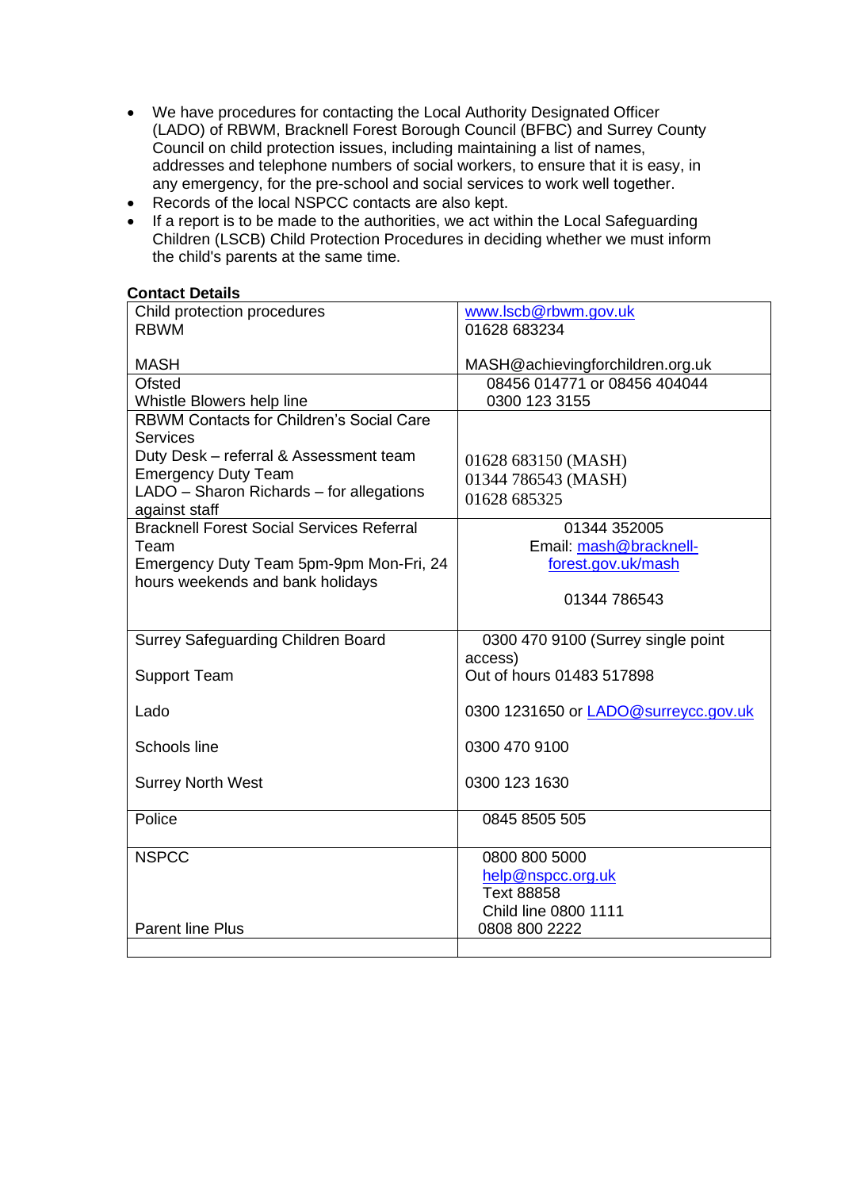- We have procedures for contacting the Local Authority Designated Officer (LADO) of RBWM, Bracknell Forest Borough Council (BFBC) and Surrey County Council on child protection issues, including maintaining a list of names, addresses and telephone numbers of social workers, to ensure that it is easy, in any emergency, for the pre-school and social services to work well together.
- Records of the local NSPCC contacts are also kept.
- If a report is to be made to the authorities, we act within the Local Safeguarding Children (LSCB) Child Protection Procedures in deciding whether we must inform the child's parents at the same time.

**Contact Details**

| | |
|---|---|
| Child protection procedures<br>RBWM<br><br>MASH | www.lscb@rbwm.gov.uk<br>01628 683234<br><br>MASH@achievingforchildren.org.uk |
| Ofsted<br>Whistle Blowers help line | 08456 014771 or 08456 404044<br>0300 123 3155 |
| RBWM Contacts for Children's Social Care Services<br>Duty Desk – referral & Assessment team<br>Emergency Duty Team<br>LADO – Sharon Richards – for allegations against staff | <br><br>01628 683150 (MASH)<br>01344 786543 (MASH)<br>01628 685325 |
| Bracknell Forest Social Services Referral Team<br>Emergency Duty Team 5pm-9pm Mon-Fri, 24 hours weekends and bank holidays | 01344 352005<br>Email: mash@bracknell-forest.gov.uk/mash<br><br>01344 786543 |
| Surrey Safeguarding Children Board<br><br>Support Team<br><br>Lado<br><br>Schools line<br><br>Surrey North West | 0300 470 9100 (Surrey single point access)<br>Out of hours 01483 517898<br><br>0300 1231650 or LADO@surreycc.gov.uk<br><br>0300 470 9100<br><br>0300 123 1630 |
| Police | 0845 8505 505 |
| NSPCC<br><br><br><br>Parent line Plus | 0800 800 5000<br>help@nspcc.org.uk<br>Text 88858<br>Child line 0800 1111<br>0808 800 2222 |
| | |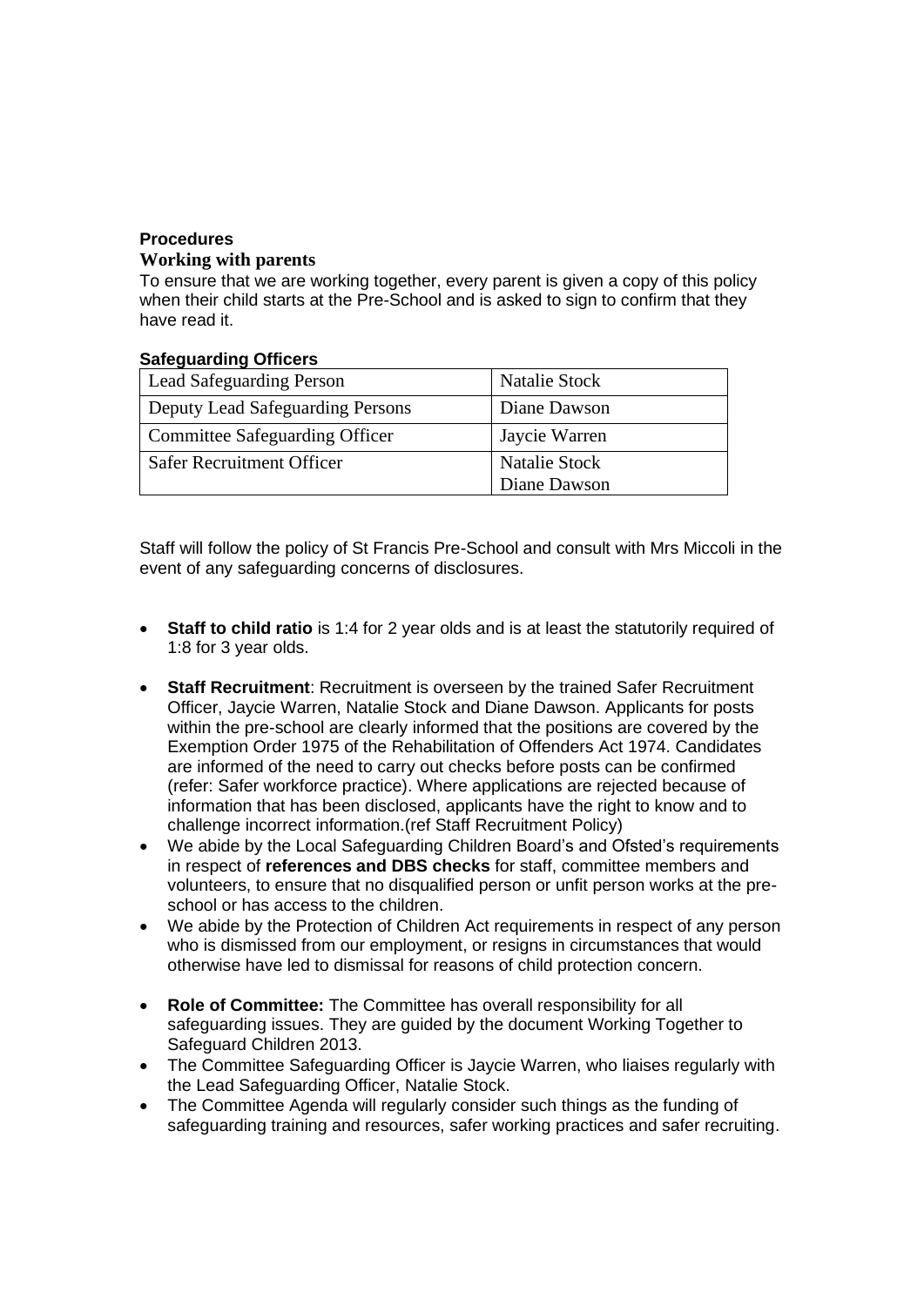**Procedures**

**Working with parents**

To ensure that we are working together, every parent is given a copy of this policy when their child starts at the Pre-School and is asked to sign to confirm that they have read it.

**Safeguarding Officers**

| Lead Safeguarding Person | Natalie Stock |
|---|---|
| Deputy Lead Safeguarding Persons | Diane Dawson |
| Committee Safeguarding Officer | Jaycie Warren |
| Safer Recruitment Officer | Natalie Stock<br>Diane Dawson |

Staff will follow the policy of St Francis Pre-School and consult with Mrs Miccoli in the event of any safeguarding concerns of disclosures.

- **Staff to child ratio** is 1:4 for 2 year olds and is at least the statutorily required of 1:8 for 3 year olds.

- **Staff Recruitment**: Recruitment is overseen by the trained Safer Recruitment Officer, Jaycie Warren, Natalie Stock and Diane Dawson. Applicants for posts within the pre-school are clearly informed that the positions are covered by the Exemption Order 1975 of the Rehabilitation of Offenders Act 1974. Candidates are informed of the need to carry out checks before posts can be confirmed (refer: Safer workforce practice). Where applications are rejected because of information that has been disclosed, applicants have the right to know and to challenge incorrect information.(ref Staff Recruitment Policy)
- We abide by the Local Safeguarding Children Board's and Ofsted's requirements in respect of **references and DBS checks** for staff, committee members and volunteers, to ensure that no disqualified person or unfit person works at the pre-school or has access to the children.
- We abide by the Protection of Children Act requirements in respect of any person who is dismissed from our employment, or resigns in circumstances that would otherwise have led to dismissal for reasons of child protection concern.

- **Role of Committee:** The Committee has overall responsibility for all safeguarding issues. They are guided by the document Working Together to Safeguard Children 2013.
- The Committee Safeguarding Officer is Jaycie Warren, who liaises regularly with the Lead Safeguarding Officer, Natalie Stock.
- The Committee Agenda will regularly consider such things as the funding of safeguarding training and resources, safer working practices and safer recruiting.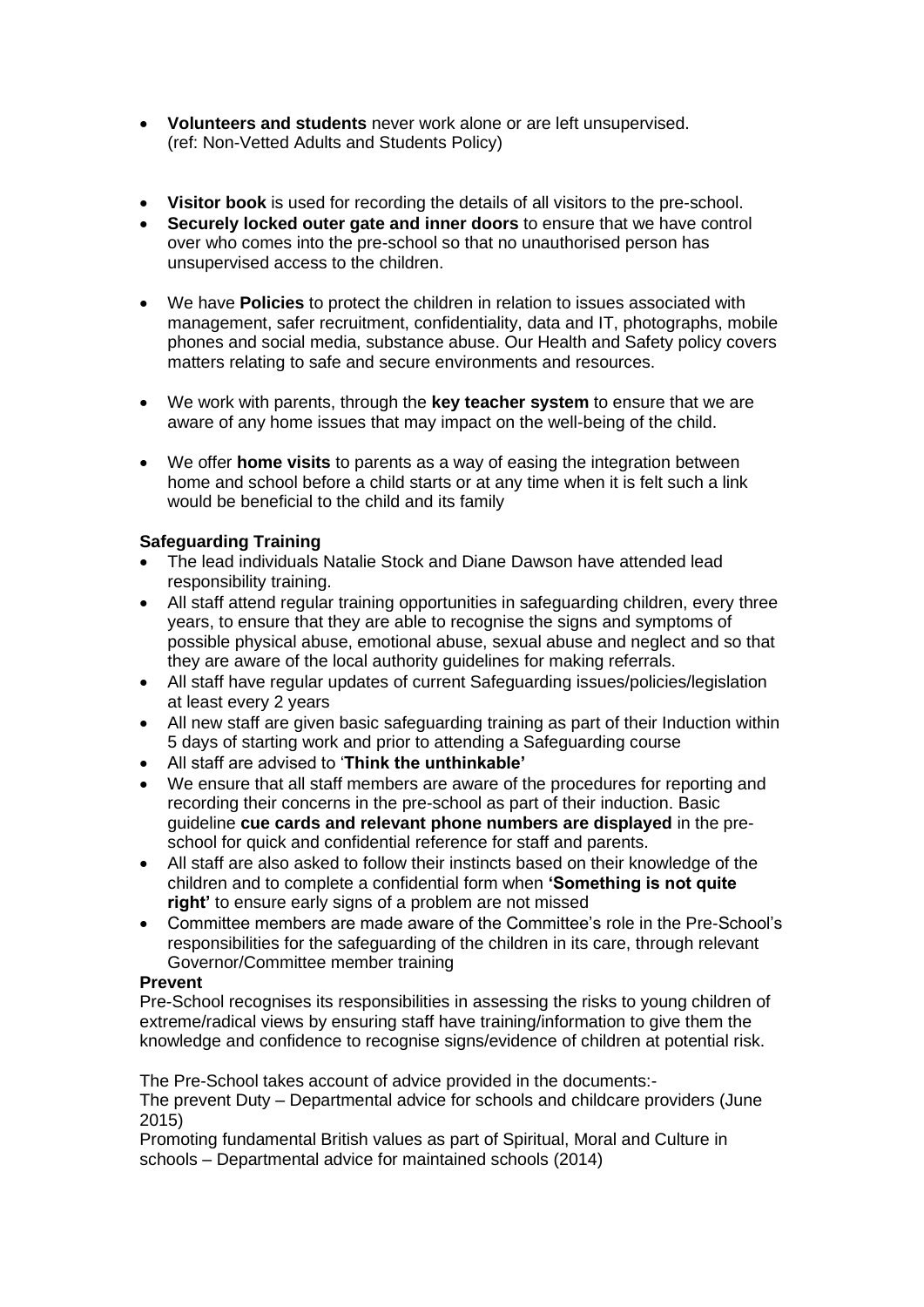- **Volunteers and students** never work alone or are left unsupervised. (ref: Non-Vetted Adults and Students Policy)

- **Visitor book** is used for recording the details of all visitors to the pre-school.
- **Securely locked outer gate and inner doors** to ensure that we have control over who comes into the pre-school so that no unauthorised person has unsupervised access to the children.

- We have **Policies** to protect the children in relation to issues associated with management, safer recruitment, confidentiality, data and IT, photographs, mobile phones and social media, substance abuse. Our Health and Safety policy covers matters relating to safe and secure environments and resources.

- We work with parents, through the **key teacher system** to ensure that we are aware of any home issues that may impact on the well-being of the child.

- We offer **home visits** to parents as a way of easing the integration between home and school before a child starts or at any time when it is felt such a link would be beneficial to the child and its family

**Safeguarding Training**

- The lead individuals Natalie Stock and Diane Dawson have attended lead responsibility training.
- All staff attend regular training opportunities in safeguarding children, every three years, to ensure that they are able to recognise the signs and symptoms of possible physical abuse, emotional abuse, sexual abuse and neglect and so that they are aware of the local authority guidelines for making referrals.
- All staff have regular updates of current Safeguarding issues/policies/legislation at least every 2 years
- All new staff are given basic safeguarding training as part of their Induction within 5 days of starting work and prior to attending a Safeguarding course
- All staff are advised to '**Think the unthinkable'**
- We ensure that all staff members are aware of the procedures for reporting and recording their concerns in the pre-school as part of their induction. Basic guideline **cue cards and relevant phone numbers are displayed** in the pre-school for quick and confidential reference for staff and parents.
- All staff are also asked to follow their instincts based on their knowledge of the children and to complete a confidential form when **'Something is not quite right'** to ensure early signs of a problem are not missed
- Committee members are made aware of the Committee's role in the Pre-School's responsibilities for the safeguarding of the children in its care, through relevant Governor/Committee member training

**Prevent**

Pre-School recognises its responsibilities in assessing the risks to young children of extreme/radical views by ensuring staff have training/information to give them the knowledge and confidence to recognise signs/evidence of children at potential risk.

The Pre-School takes account of advice provided in the documents:-
The prevent Duty – Departmental advice for schools and childcare providers (June 2015)
Promoting fundamental British values as part of Spiritual, Moral and Culture in schools – Departmental advice for maintained schools (2014)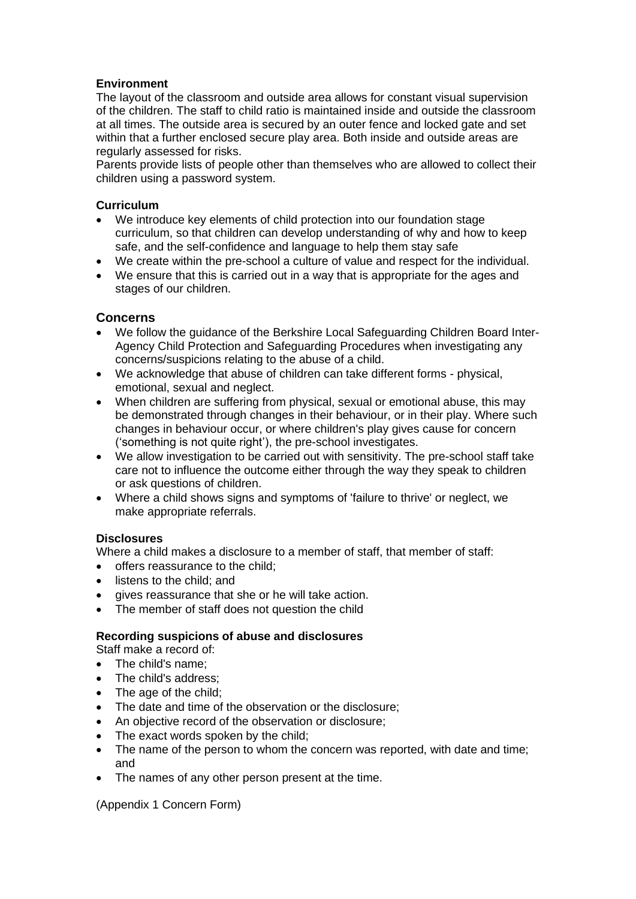**Environment**

The layout of the classroom and outside area allows for constant visual supervision of the children. The staff to child ratio is maintained inside and outside the classroom at all times. The outside area is secured by an outer fence and locked gate and set within that a further enclosed secure play area. Both inside and outside areas are regularly assessed for risks.

Parents provide lists of people other than themselves who are allowed to collect their children using a password system.

**Curriculum**

- We introduce key elements of child protection into our foundation stage curriculum, so that children can develop understanding of why and how to keep safe, and the self-confidence and language to help them stay safe
- We create within the pre-school a culture of value and respect for the individual.
- We ensure that this is carried out in a way that is appropriate for the ages and stages of our children.

## Concerns

- We follow the guidance of the Berkshire Local Safeguarding Children Board Inter-Agency Child Protection and Safeguarding Procedures when investigating any concerns/suspicions relating to the abuse of a child.
- We acknowledge that abuse of children can take different forms - physical, emotional, sexual and neglect.
- When children are suffering from physical, sexual or emotional abuse, this may be demonstrated through changes in their behaviour, or in their play. Where such changes in behaviour occur, or where children's play gives cause for concern ('something is not quite right'), the pre-school investigates.
- We allow investigation to be carried out with sensitivity. The pre-school staff take care not to influence the outcome either through the way they speak to children or ask questions of children.
- Where a child shows signs and symptoms of 'failure to thrive' or neglect, we make appropriate referrals.

**Disclosures**

Where a child makes a disclosure to a member of staff, that member of staff:

- offers reassurance to the child;
- listens to the child; and
- gives reassurance that she or he will take action.
- The member of staff does not question the child

**Recording suspicions of abuse and disclosures**

Staff make a record of:

- The child's name;
- The child's address;
- The age of the child;
- The date and time of the observation or the disclosure;
- An objective record of the observation or disclosure;
- The exact words spoken by the child;
- The name of the person to whom the concern was reported, with date and time; and
- The names of any other person present at the time.

(Appendix 1 Concern Form)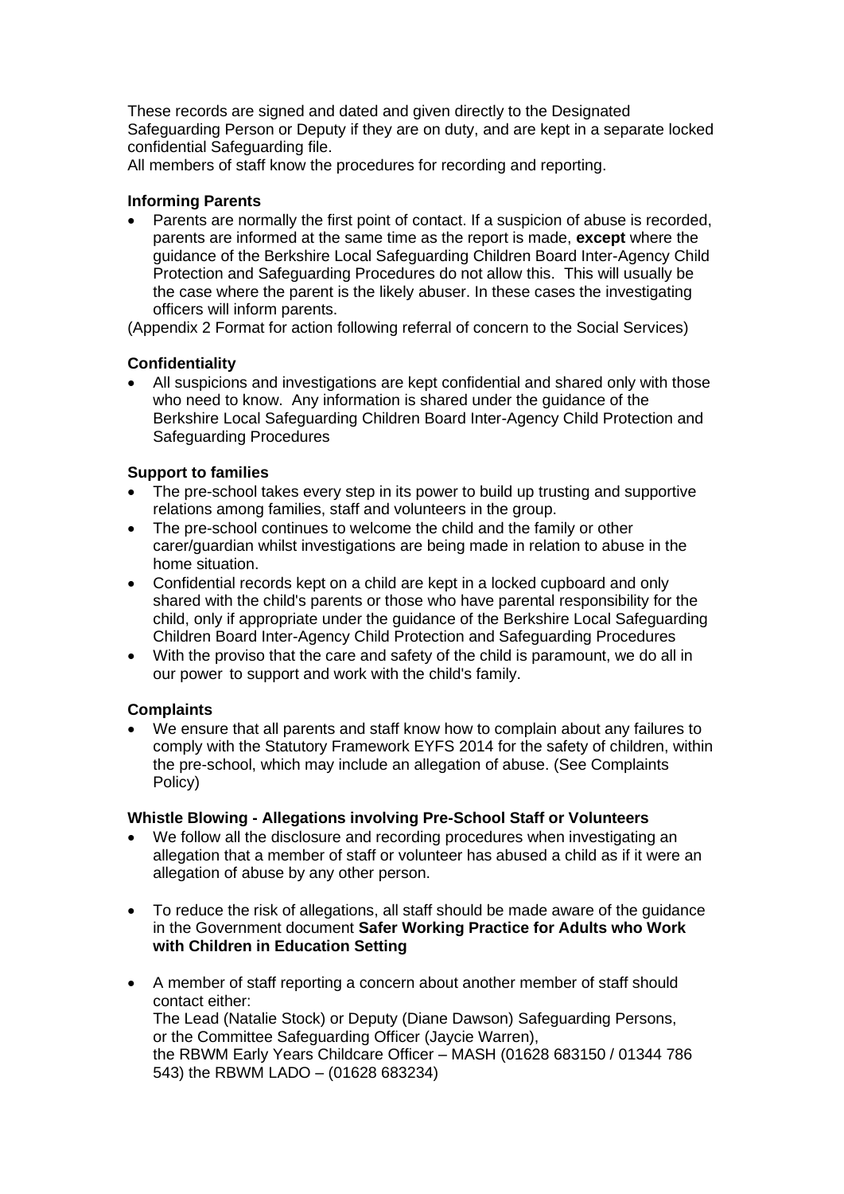These records are signed and dated and given directly to the Designated Safeguarding Person or Deputy if they are on duty, and are kept in a separate locked confidential Safeguarding file.

All members of staff know the procedures for recording and reporting.

**Informing Parents**

- Parents are normally the first point of contact. If a suspicion of abuse is recorded, parents are informed at the same time as the report is made, **except** where the guidance of the Berkshire Local Safeguarding Children Board Inter-Agency Child Protection and Safeguarding Procedures do not allow this. This will usually be the case where the parent is the likely abuser. In these cases the investigating officers will inform parents.

(Appendix 2 Format for action following referral of concern to the Social Services)

**Confidentiality**

- All suspicions and investigations are kept confidential and shared only with those who need to know. Any information is shared under the guidance of the Berkshire Local Safeguarding Children Board Inter-Agency Child Protection and Safeguarding Procedures

**Support to families**

- The pre-school takes every step in its power to build up trusting and supportive relations among families, staff and volunteers in the group.
- The pre-school continues to welcome the child and the family or other carer/guardian whilst investigations are being made in relation to abuse in the home situation.
- Confidential records kept on a child are kept in a locked cupboard and only shared with the child's parents or those who have parental responsibility for the child, only if appropriate under the guidance of the Berkshire Local Safeguarding Children Board Inter-Agency Child Protection and Safeguarding Procedures
- With the proviso that the care and safety of the child is paramount, we do all in our power to support and work with the child's family.

**Complaints**

- We ensure that all parents and staff know how to complain about any failures to comply with the Statutory Framework EYFS 2014 for the safety of children, within the pre-school, which may include an allegation of abuse. (See Complaints Policy)

**Whistle Blowing - Allegations involving Pre-School Staff or Volunteers**

- We follow all the disclosure and recording procedures when investigating an allegation that a member of staff or volunteer has abused a child as if it were an allegation of abuse by any other person.
- To reduce the risk of allegations, all staff should be made aware of the guidance in the Government document **Safer Working Practice for Adults who Work with Children in Education Setting**
- A member of staff reporting a concern about another member of staff should contact either:
  The Lead (Natalie Stock) or Deputy (Diane Dawson) Safeguarding Persons, or the Committee Safeguarding Officer (Jaycie Warren),
  the RBWM Early Years Childcare Officer – MASH (01628 683150 / 01344 786 543) the RBWM LADO – (01628 683234)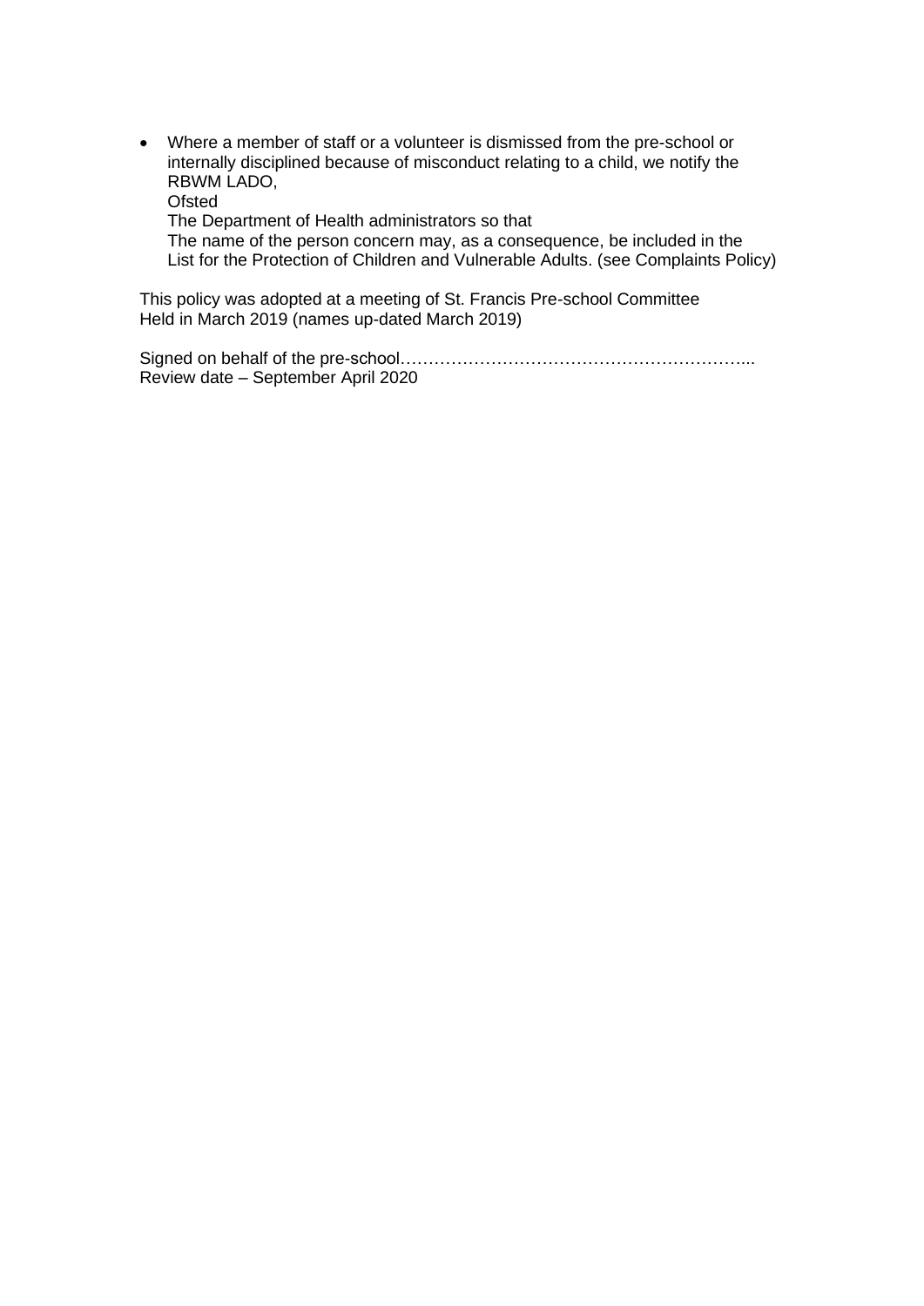- Where a member of staff or a volunteer is dismissed from the pre-school or internally disciplined because of misconduct relating to a child, we notify the RBWM LADO,
  Ofsted
  The Department of Health administrators so that
  The name of the person concern may, as a consequence, be included in the List for the Protection of Children and Vulnerable Adults. (see Complaints Policy)

This policy was adopted at a meeting of St. Francis Pre-school Committee
Held in March 2019 (names up-dated March 2019)

Signed on behalf of the pre-school……………………………………………………...
Review date – September April 2020